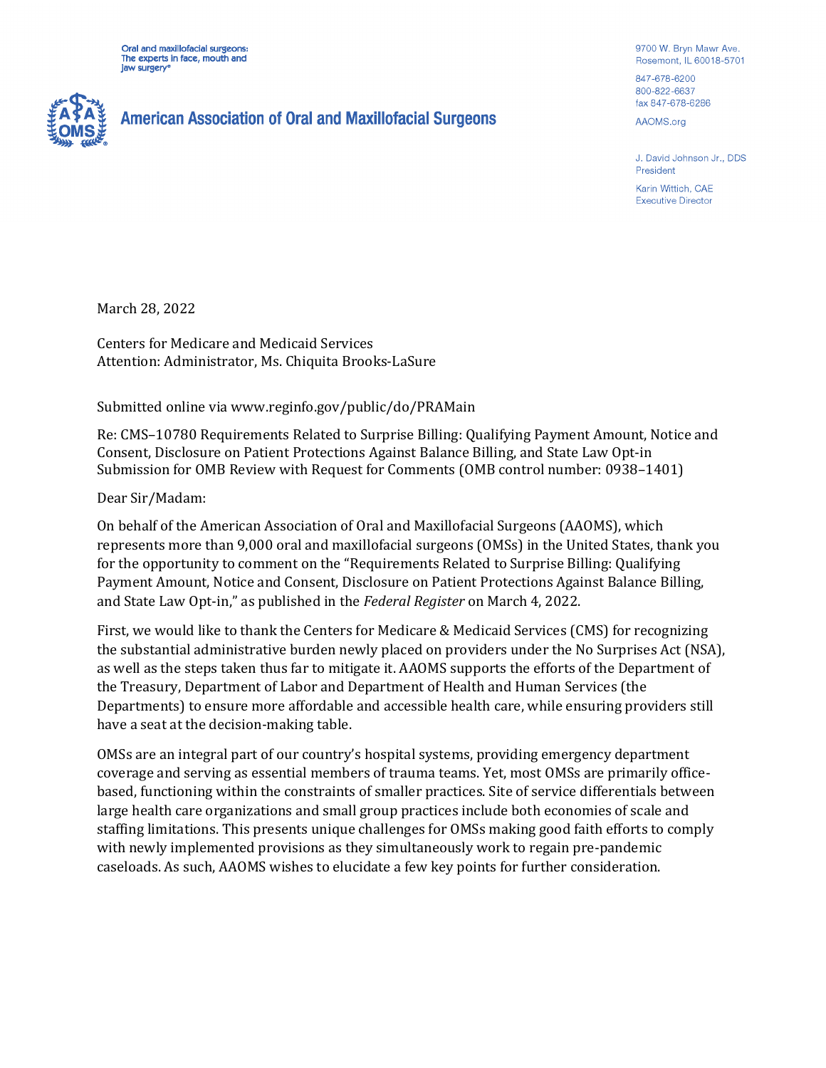Oral and maxillofacial surgeons: The experts in face, mouth and jaw surgery®

**American Association of Oral and Maxillofacial Surgeons**

9700 W. Bryn Mawr Ave.
Rosemont, IL 60018-5701

847-678-6200
800-822-6637
fax 847-678-6286

AAOMS.org

J. David Johnson Jr., DDS
President

Karin Wittich, CAE
Executive Director

March 28, 2022

Centers for Medicare and Medicaid Services
Attention: Administrator, Ms. Chiquita Brooks-LaSure

Submitted online via www.reginfo.gov/public/do/PRAMain

Re: CMS–10780 Requirements Related to Surprise Billing: Qualifying Payment Amount, Notice and Consent, Disclosure on Patient Protections Against Balance Billing, and State Law Opt-in Submission for OMB Review with Request for Comments (OMB control number: 0938–1401)

Dear Sir/Madam:

On behalf of the American Association of Oral and Maxillofacial Surgeons (AAOMS), which represents more than 9,000 oral and maxillofacial surgeons (OMSs) in the United States, thank you for the opportunity to comment on the "Requirements Related to Surprise Billing: Qualifying Payment Amount, Notice and Consent, Disclosure on Patient Protections Against Balance Billing, and State Law Opt-in," as published in the *Federal Register* on March 4, 2022.

First, we would like to thank the Centers for Medicare & Medicaid Services (CMS) for recognizing the substantial administrative burden newly placed on providers under the No Surprises Act (NSA), as well as the steps taken thus far to mitigate it. AAOMS supports the efforts of the Department of the Treasury, Department of Labor and Department of Health and Human Services (the Departments) to ensure more affordable and accessible health care, while ensuring providers still have a seat at the decision-making table.

OMSs are an integral part of our country's hospital systems, providing emergency department coverage and serving as essential members of trauma teams. Yet, most OMSs are primarily office-based, functioning within the constraints of smaller practices. Site of service differentials between large health care organizations and small group practices include both economies of scale and staffing limitations. This presents unique challenges for OMSs making good faith efforts to comply with newly implemented provisions as they simultaneously work to regain pre-pandemic caseloads. As such, AAOMS wishes to elucidate a few key points for further consideration.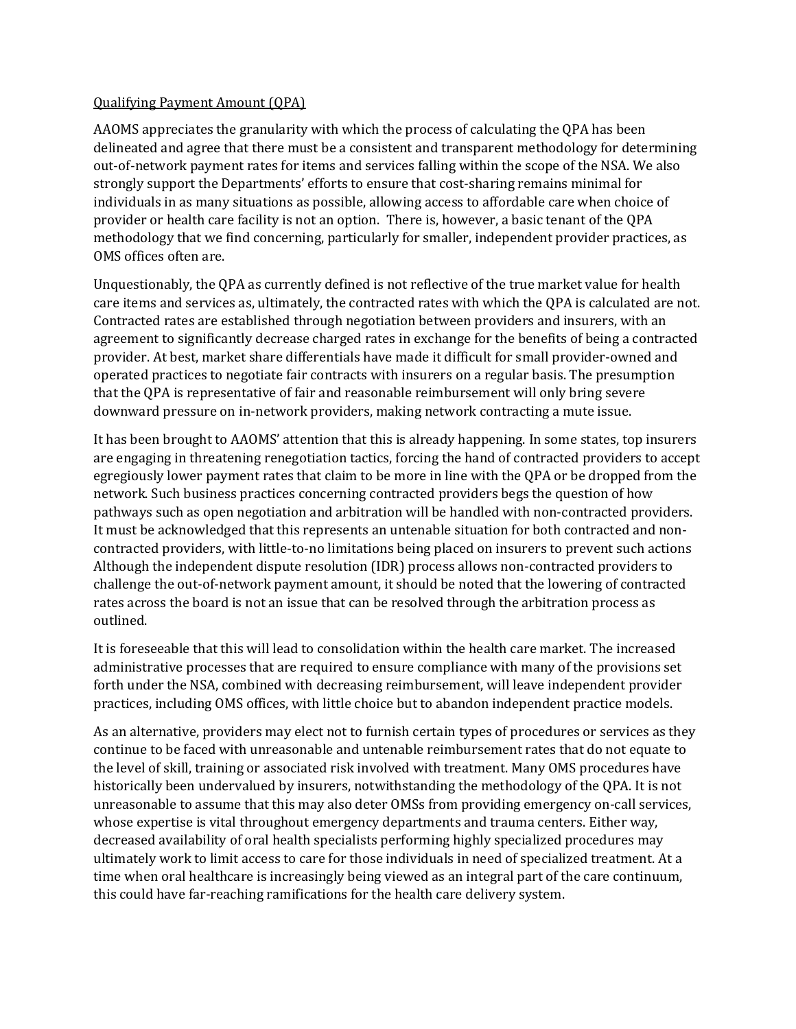Qualifying Payment Amount (QPA)

AAOMS appreciates the granularity with which the process of calculating the QPA has been delineated and agree that there must be a consistent and transparent methodology for determining out-of-network payment rates for items and services falling within the scope of the NSA. We also strongly support the Departments' efforts to ensure that cost-sharing remains minimal for individuals in as many situations as possible, allowing access to affordable care when choice of provider or health care facility is not an option. There is, however, a basic tenant of the QPA methodology that we find concerning, particularly for smaller, independent provider practices, as OMS offices often are.

Unquestionably, the QPA as currently defined is not reflective of the true market value for health care items and services as, ultimately, the contracted rates with which the QPA is calculated are not. Contracted rates are established through negotiation between providers and insurers, with an agreement to significantly decrease charged rates in exchange for the benefits of being a contracted provider. At best, market share differentials have made it difficult for small provider-owned and operated practices to negotiate fair contracts with insurers on a regular basis. The presumption that the QPA is representative of fair and reasonable reimbursement will only bring severe downward pressure on in-network providers, making network contracting a mute issue.

It has been brought to AAOMS' attention that this is already happening. In some states, top insurers are engaging in threatening renegotiation tactics, forcing the hand of contracted providers to accept egregiously lower payment rates that claim to be more in line with the QPA or be dropped from the network. Such business practices concerning contracted providers begs the question of how pathways such as open negotiation and arbitration will be handled with non-contracted providers. It must be acknowledged that this represents an untenable situation for both contracted and non-contracted providers, with little-to-no limitations being placed on insurers to prevent such actions Although the independent dispute resolution (IDR) process allows non-contracted providers to challenge the out-of-network payment amount, it should be noted that the lowering of contracted rates across the board is not an issue that can be resolved through the arbitration process as outlined.

It is foreseeable that this will lead to consolidation within the health care market. The increased administrative processes that are required to ensure compliance with many of the provisions set forth under the NSA, combined with decreasing reimbursement, will leave independent provider practices, including OMS offices, with little choice but to abandon independent practice models.

As an alternative, providers may elect not to furnish certain types of procedures or services as they continue to be faced with unreasonable and untenable reimbursement rates that do not equate to the level of skill, training or associated risk involved with treatment. Many OMS procedures have historically been undervalued by insurers, notwithstanding the methodology of the QPA. It is not unreasonable to assume that this may also deter OMSs from providing emergency on-call services, whose expertise is vital throughout emergency departments and trauma centers. Either way, decreased availability of oral health specialists performing highly specialized procedures may ultimately work to limit access to care for those individuals in need of specialized treatment. At a time when oral healthcare is increasingly being viewed as an integral part of the care continuum, this could have far-reaching ramifications for the health care delivery system.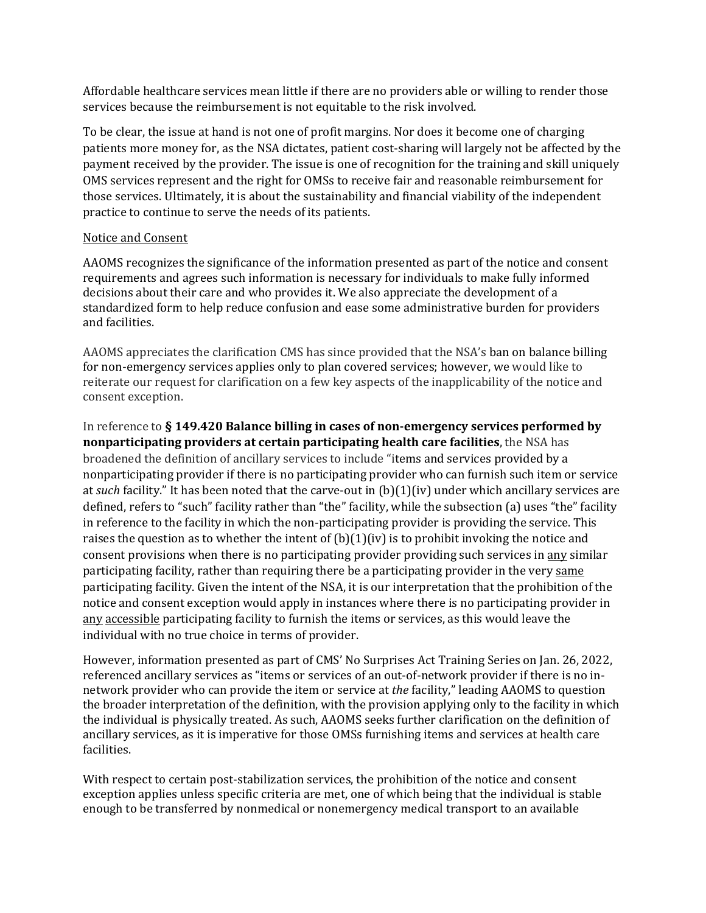Affordable healthcare services mean little if there are no providers able or willing to render those services because the reimbursement is not equitable to the risk involved.

To be clear, the issue at hand is not one of profit margins. Nor does it become one of charging patients more money for, as the NSA dictates, patient cost-sharing will largely not be affected by the payment received by the provider. The issue is one of recognition for the training and skill uniquely OMS services represent and the right for OMSs to receive fair and reasonable reimbursement for those services. Ultimately, it is about the sustainability and financial viability of the independent practice to continue to serve the needs of its patients.

<u>Notice and Consent</u>

AAOMS recognizes the significance of the information presented as part of the notice and consent requirements and agrees such information is necessary for individuals to make fully informed decisions about their care and who provides it. We also appreciate the development of a standardized form to help reduce confusion and ease some administrative burden for providers and facilities.

AAOMS appreciates the clarification CMS has since provided that the NSA's ban on balance billing for non-emergency services applies only to plan covered services; however, we would like to reiterate our request for clarification on a few key aspects of the inapplicability of the notice and consent exception.

In reference to **§ 149.420 Balance billing in cases of non-emergency services performed by nonparticipating providers at certain participating health care facilities**, the NSA has broadened the definition of ancillary services to include "items and services provided by a nonparticipating provider if there is no participating provider who can furnish such item or service at *such* facility." It has been noted that the carve-out in (b)(1)(iv) under which ancillary services are defined, refers to "such" facility rather than "the" facility, while the subsection (a) uses "the" facility in reference to the facility in which the non-participating provider is providing the service. This raises the question as to whether the intent of (b)(1)(iv) is to prohibit invoking the notice and consent provisions when there is no participating provider providing such services in <u>any</u> similar participating facility, rather than requiring there be a participating provider in the very <u>same</u> participating facility. Given the intent of the NSA, it is our interpretation that the prohibition of the notice and consent exception would apply in instances where there is no participating provider in <u>any</u> <u>accessible</u> participating facility to furnish the items or services, as this would leave the individual with no true choice in terms of provider.

However, information presented as part of CMS' No Surprises Act Training Series on Jan. 26, 2022, referenced ancillary services as "items or services of an out-of-network provider if there is no in-network provider who can provide the item or service at *the* facility," leading AAOMS to question the broader interpretation of the definition, with the provision applying only to the facility in which the individual is physically treated. As such, AAOMS seeks further clarification on the definition of ancillary services, as it is imperative for those OMSs furnishing items and services at health care facilities.

With respect to certain post-stabilization services, the prohibition of the notice and consent exception applies unless specific criteria are met, one of which being that the individual is stable enough to be transferred by nonmedical or nonemergency medical transport to an available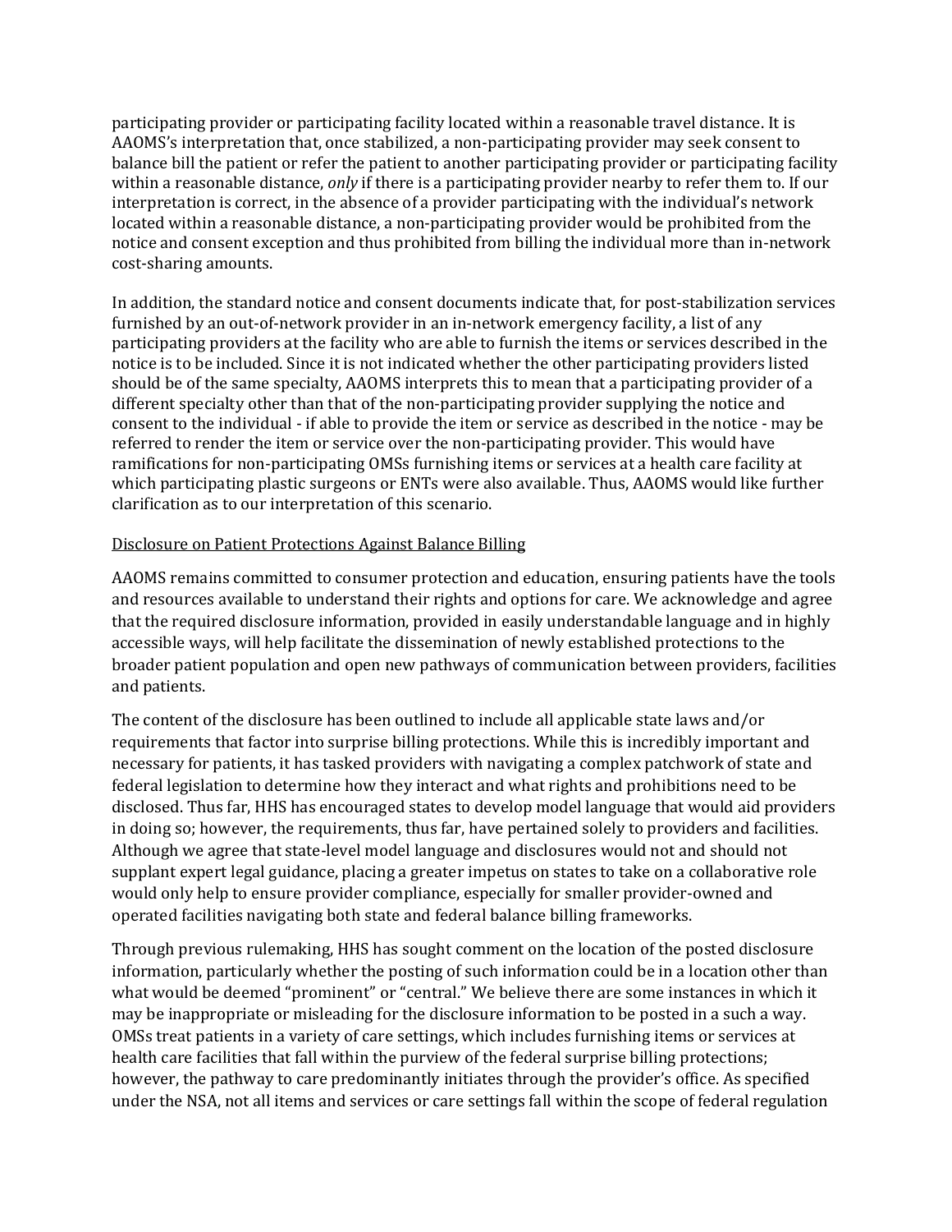participating provider or participating facility located within a reasonable travel distance. It is AAOMS's interpretation that, once stabilized, a non-participating provider may seek consent to balance bill the patient or refer the patient to another participating provider or participating facility within a reasonable distance, *only* if there is a participating provider nearby to refer them to. If our interpretation is correct, in the absence of a provider participating with the individual's network located within a reasonable distance, a non-participating provider would be prohibited from the notice and consent exception and thus prohibited from billing the individual more than in-network cost-sharing amounts.

In addition, the standard notice and consent documents indicate that, for post-stabilization services furnished by an out-of-network provider in an in-network emergency facility, a list of any participating providers at the facility who are able to furnish the items or services described in the notice is to be included. Since it is not indicated whether the other participating providers listed should be of the same specialty, AAOMS interprets this to mean that a participating provider of a different specialty other than that of the non-participating provider supplying the notice and consent to the individual - if able to provide the item or service as described in the notice - may be referred to render the item or service over the non-participating provider. This would have ramifications for non-participating OMSs furnishing items or services at a health care facility at which participating plastic surgeons or ENTs were also available. Thus, AAOMS would like further clarification as to our interpretation of this scenario.

<u>Disclosure on Patient Protections Against Balance Billing</u>

AAOMS remains committed to consumer protection and education, ensuring patients have the tools and resources available to understand their rights and options for care. We acknowledge and agree that the required disclosure information, provided in easily understandable language and in highly accessible ways, will help facilitate the dissemination of newly established protections to the broader patient population and open new pathways of communication between providers, facilities and patients.

The content of the disclosure has been outlined to include all applicable state laws and/or requirements that factor into surprise billing protections. While this is incredibly important and necessary for patients, it has tasked providers with navigating a complex patchwork of state and federal legislation to determine how they interact and what rights and prohibitions need to be disclosed. Thus far, HHS has encouraged states to develop model language that would aid providers in doing so; however, the requirements, thus far, have pertained solely to providers and facilities. Although we agree that state-level model language and disclosures would not and should not supplant expert legal guidance, placing a greater impetus on states to take on a collaborative role would only help to ensure provider compliance, especially for smaller provider-owned and operated facilities navigating both state and federal balance billing frameworks.

Through previous rulemaking, HHS has sought comment on the location of the posted disclosure information, particularly whether the posting of such information could be in a location other than what would be deemed "prominent" or "central." We believe there are some instances in which it may be inappropriate or misleading for the disclosure information to be posted in a such a way. OMSs treat patients in a variety of care settings, which includes furnishing items or services at health care facilities that fall within the purview of the federal surprise billing protections; however, the pathway to care predominantly initiates through the provider's office. As specified under the NSA, not all items and services or care settings fall within the scope of federal regulation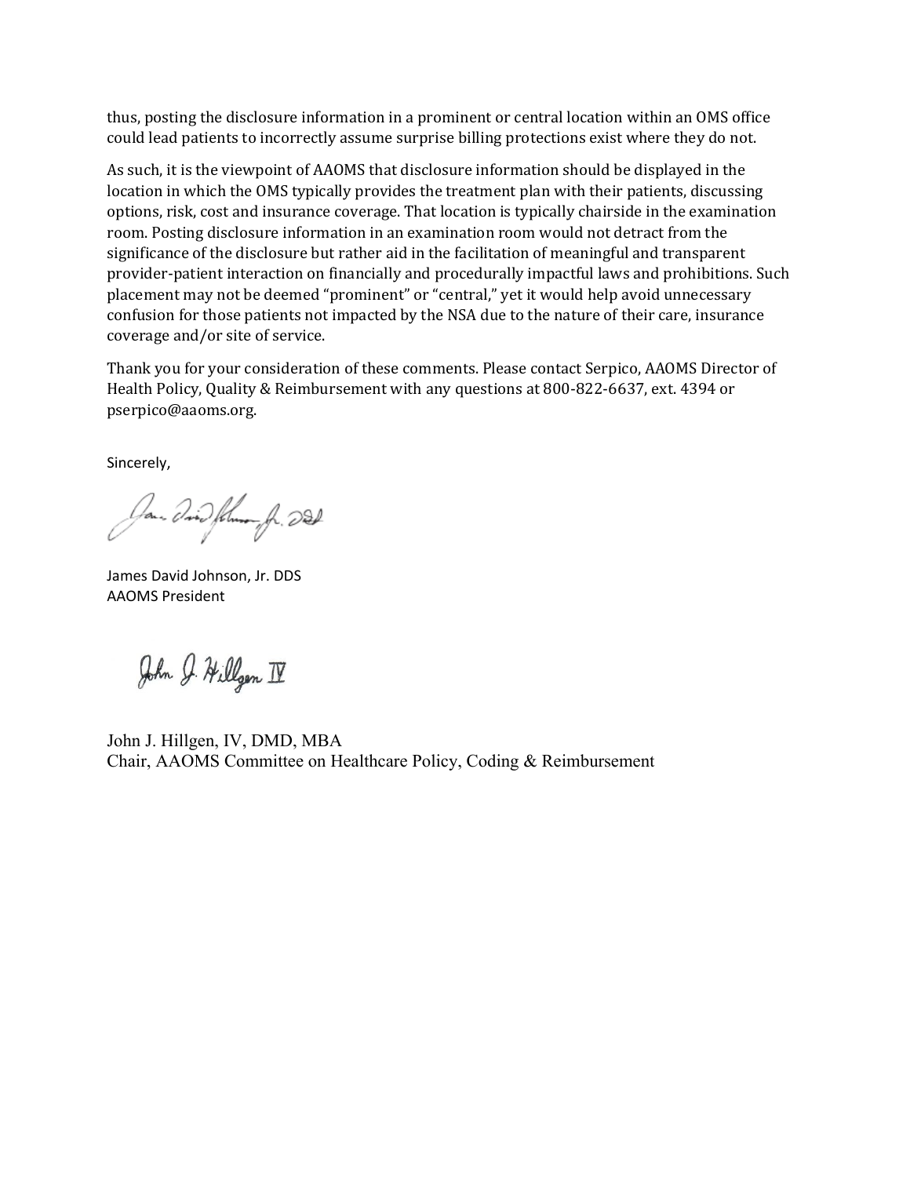thus, posting the disclosure information in a prominent or central location within an OMS office could lead patients to incorrectly assume surprise billing protections exist where they do not.

As such, it is the viewpoint of AAOMS that disclosure information should be displayed in the location in which the OMS typically provides the treatment plan with their patients, discussing options, risk, cost and insurance coverage. That location is typically chairside in the examination room. Posting disclosure information in an examination room would not detract from the significance of the disclosure but rather aid in the facilitation of meaningful and transparent provider-patient interaction on financially and procedurally impactful laws and prohibitions. Such placement may not be deemed "prominent" or "central," yet it would help avoid unnecessary confusion for those patients not impacted by the NSA due to the nature of their care, insurance coverage and/or site of service.

Thank you for your consideration of these comments. Please contact Serpico, AAOMS Director of Health Policy, Quality & Reimbursement with any questions at 800-822-6637, ext. 4394 or pserpico@aaoms.org.

Sincerely,

James David Johnson, Jr. DDS
AAOMS President

John J. Hillgen, IV, DMD, MBA
Chair, AAOMS Committee on Healthcare Policy, Coding & Reimbursement